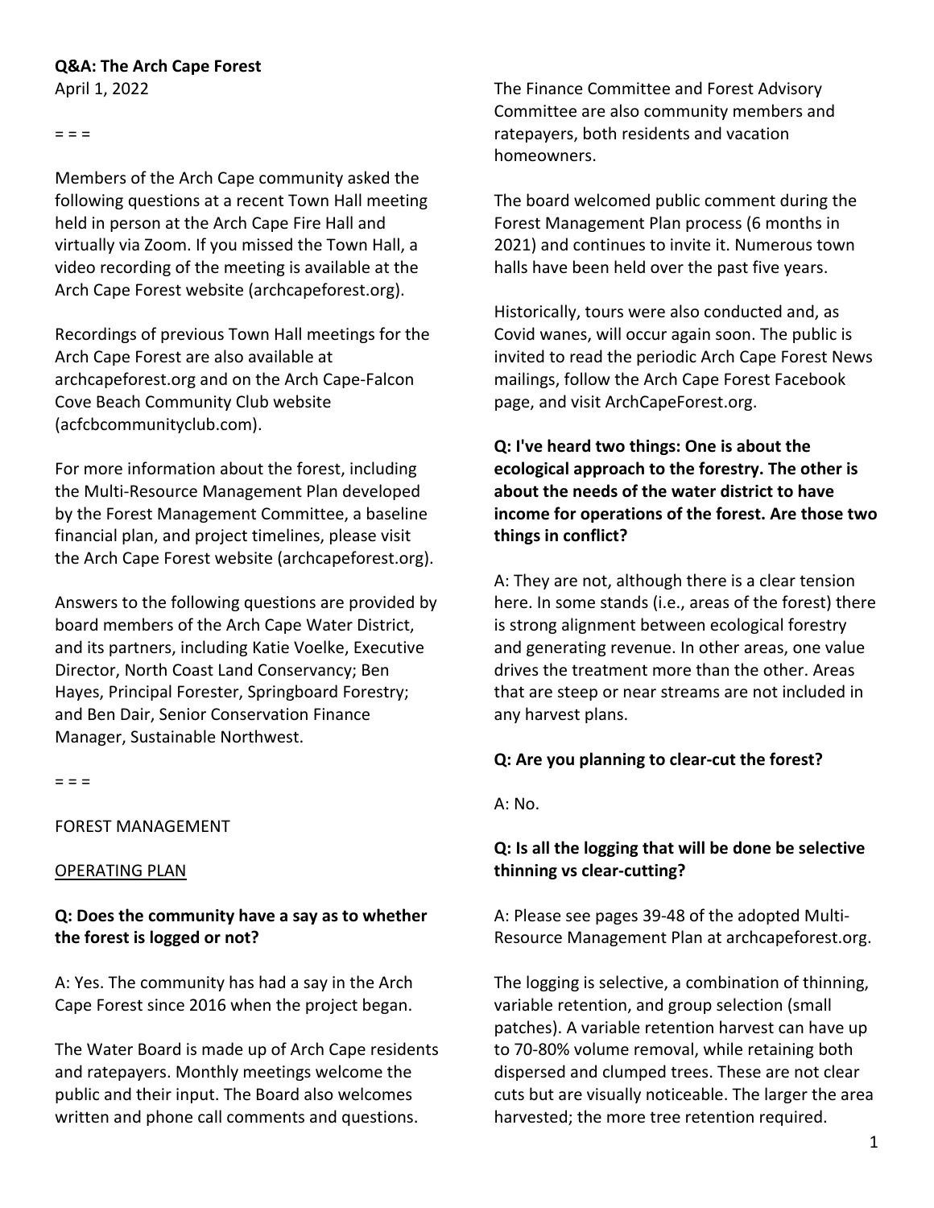**Q&A: The Arch Cape Forest**
April 1, 2022

= = =

Members of the Arch Cape community asked the following questions at a recent Town Hall meeting held in person at the Arch Cape Fire Hall and virtually via Zoom. If you missed the Town Hall, a video recording of the meeting is available at the Arch Cape Forest website (archcapeforest.org).

Recordings of previous Town Hall meetings for the Arch Cape Forest are also available at archcapeforest.org and on the Arch Cape-Falcon Cove Beach Community Club website (acfcbcommunityclub.com).

For more information about the forest, including the Multi-Resource Management Plan developed by the Forest Management Committee, a baseline financial plan, and project timelines, please visit the Arch Cape Forest website (archcapeforest.org).

Answers to the following questions are provided by board members of the Arch Cape Water District, and its partners, including Katie Voelke, Executive Director, North Coast Land Conservancy; Ben Hayes, Principal Forester, Springboard Forestry; and Ben Dair, Senior Conservation Finance Manager, Sustainable Northwest.

= = =

FOREST MANAGEMENT

<u>OPERATING PLAN</u>

**Q: Does the community have a say as to whether the forest is logged or not?**

A: Yes. The community has had a say in the Arch Cape Forest since 2016 when the project began.

The Water Board is made up of Arch Cape residents and ratepayers. Monthly meetings welcome the public and their input. The Board also welcomes written and phone call comments and questions.

The Finance Committee and Forest Advisory Committee are also community members and ratepayers, both residents and vacation homeowners.

The board welcomed public comment during the Forest Management Plan process (6 months in 2021) and continues to invite it. Numerous town halls have been held over the past five years.

Historically, tours were also conducted and, as Covid wanes, will occur again soon. The public is invited to read the periodic Arch Cape Forest News mailings, follow the Arch Cape Forest Facebook page, and visit ArchCapeForest.org.

**Q: I've heard two things: One is about the ecological approach to the forestry. The other is about the needs of the water district to have income for operations of the forest. Are those two things in conflict?**

A: They are not, although there is a clear tension here. In some stands (i.e., areas of the forest) there is strong alignment between ecological forestry and generating revenue. In other areas, one value drives the treatment more than the other. Areas that are steep or near streams are not included in any harvest plans.

**Q: Are you planning to clear-cut the forest?**

A: No.

**Q: Is all the logging that will be done be selective thinning vs clear-cutting?**

A: Please see pages 39-48 of the adopted Multi-Resource Management Plan at archcapeforest.org.

The logging is selective, a combination of thinning, variable retention, and group selection (small patches). A variable retention harvest can have up to 70-80% volume removal, while retaining both dispersed and clumped trees. These are not clear cuts but are visually noticeable. The larger the area harvested; the more tree retention required.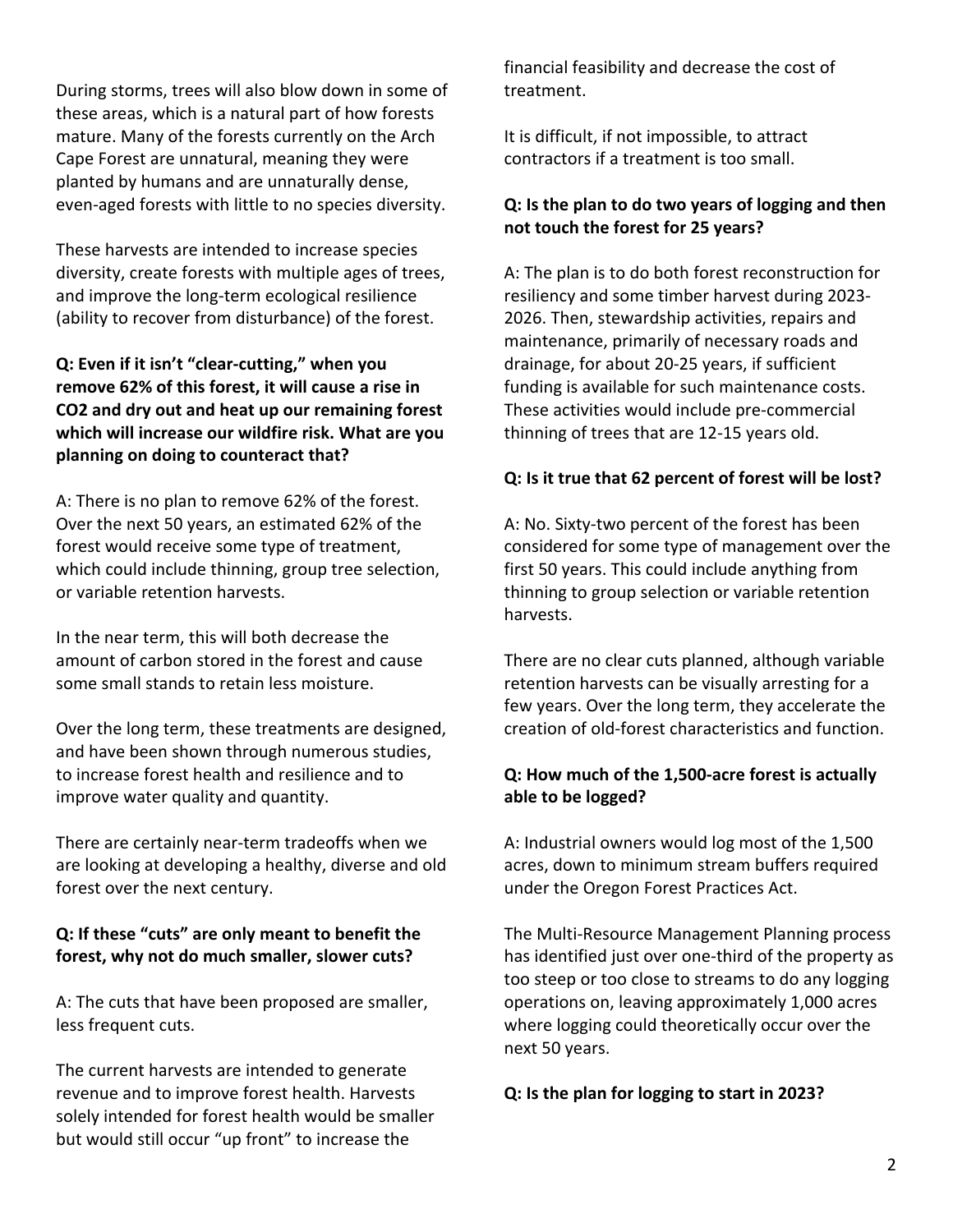During storms, trees will also blow down in some of these areas, which is a natural part of how forests mature. Many of the forests currently on the Arch Cape Forest are unnatural, meaning they were planted by humans and are unnaturally dense, even-aged forests with little to no species diversity.

These harvests are intended to increase species diversity, create forests with multiple ages of trees, and improve the long-term ecological resilience (ability to recover from disturbance) of the forest.

**Q: Even if it isn't "clear-cutting," when you remove 62% of this forest, it will cause a rise in $CO_2$ and dry out and heat up our remaining forest which will increase our wildfire risk. What are you planning on doing to counteract that?**

A: There is no plan to remove 62% of the forest. Over the next 50 years, an estimated 62% of the forest would receive some type of treatment, which could include thinning, group tree selection, or variable retention harvests.

In the near term, this will both decrease the amount of carbon stored in the forest and cause some small stands to retain less moisture.

Over the long term, these treatments are designed, and have been shown through numerous studies, to increase forest health and resilience and to improve water quality and quantity.

There are certainly near-term tradeoffs when we are looking at developing a healthy, diverse and old forest over the next century.

**Q: If these "cuts" are only meant to benefit the forest, why not do much smaller, slower cuts?**

A: The cuts that have been proposed are smaller, less frequent cuts.

The current harvests are intended to generate revenue and to improve forest health. Harvests solely intended for forest health would be smaller but would still occur "up front" to increase the financial feasibility and decrease the cost of treatment.

It is difficult, if not impossible, to attract contractors if a treatment is too small.

**Q: Is the plan to do two years of logging and then not touch the forest for 25 years?**

A: The plan is to do both forest reconstruction for resiliency and some timber harvest during 2023-2026. Then, stewardship activities, repairs and maintenance, primarily of necessary roads and drainage, for about 20-25 years, if sufficient funding is available for such maintenance costs. These activities would include pre-commercial thinning of trees that are 12-15 years old.

**Q: Is it true that 62 percent of forest will be lost?**

A: No. Sixty-two percent of the forest has been considered for some type of management over the first 50 years. This could include anything from thinning to group selection or variable retention harvests.

There are no clear cuts planned, although variable retention harvests can be visually arresting for a few years. Over the long term, they accelerate the creation of old-forest characteristics and function.

**Q: How much of the 1,500-acre forest is actually able to be logged?**

A: Industrial owners would log most of the 1,500 acres, down to minimum stream buffers required under the Oregon Forest Practices Act.

The Multi-Resource Management Planning process has identified just over one-third of the property as too steep or too close to streams to do any logging operations on, leaving approximately 1,000 acres where logging could theoretically occur over the next 50 years.

**Q: Is the plan for logging to start in 2023?**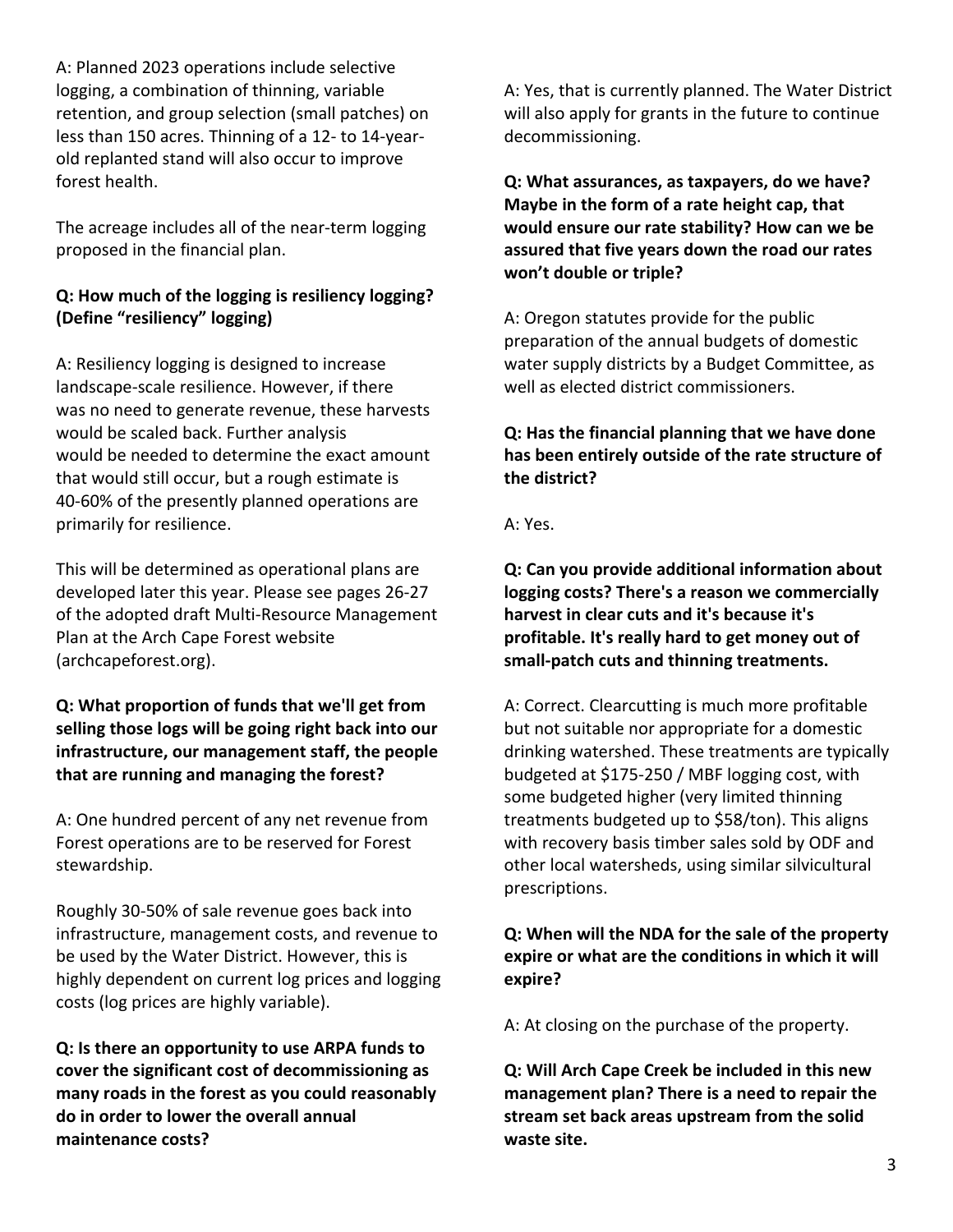A: Planned 2023 operations include selective logging, a combination of thinning, variable retention, and group selection (small patches) on less than 150 acres. Thinning of a 12- to 14-year-old replanted stand will also occur to improve forest health.

The acreage includes all of the near-term logging proposed in the financial plan.

**Q: How much of the logging is resiliency logging? (Define "resiliency" logging)**

A: Resiliency logging is designed to increase landscape-scale resilience. However, if there was no need to generate revenue, these harvests would be scaled back. Further analysis would be needed to determine the exact amount that would still occur, but a rough estimate is 40-60% of the presently planned operations are primarily for resilience.

This will be determined as operational plans are developed later this year. Please see pages 26-27 of the adopted draft Multi-Resource Management Plan at the Arch Cape Forest website (archcapeforest.org).

**Q: What proportion of funds that we'll get from selling those logs will be going right back into our infrastructure, our management staff, the people that are running and managing the forest?**

A: One hundred percent of any net revenue from Forest operations are to be reserved for Forest stewardship.

Roughly 30-50% of sale revenue goes back into infrastructure, management costs, and revenue to be used by the Water District. However, this is highly dependent on current log prices and logging costs (log prices are highly variable).

**Q: Is there an opportunity to use ARPA funds to cover the significant cost of decommissioning as many roads in the forest as you could reasonably do in order to lower the overall annual maintenance costs?**

A: Yes, that is currently planned. The Water District will also apply for grants in the future to continue decommissioning.

**Q: What assurances, as taxpayers, do we have? Maybe in the form of a rate height cap, that would ensure our rate stability? How can we be assured that five years down the road our rates won't double or triple?**

A: Oregon statutes provide for the public preparation of the annual budgets of domestic water supply districts by a Budget Committee, as well as elected district commissioners.

**Q: Has the financial planning that we have done has been entirely outside of the rate structure of the district?**

A: Yes.

**Q: Can you provide additional information about logging costs? There's a reason we commercially harvest in clear cuts and it's because it's profitable. It's really hard to get money out of small-patch cuts and thinning treatments.**

A: Correct. Clearcutting is much more profitable but not suitable nor appropriate for a domestic drinking watershed. These treatments are typically budgeted at $175-250 / MBF logging cost, with some budgeted higher (very limited thinning treatments budgeted up to $58/ton). This aligns with recovery basis timber sales sold by ODF and other local watersheds, using similar silvicultural prescriptions.

**Q: When will the NDA for the sale of the property expire or what are the conditions in which it will expire?**

A: At closing on the purchase of the property.

**Q: Will Arch Cape Creek be included in this new management plan? There is a need to repair the stream set back areas upstream from the solid waste site.**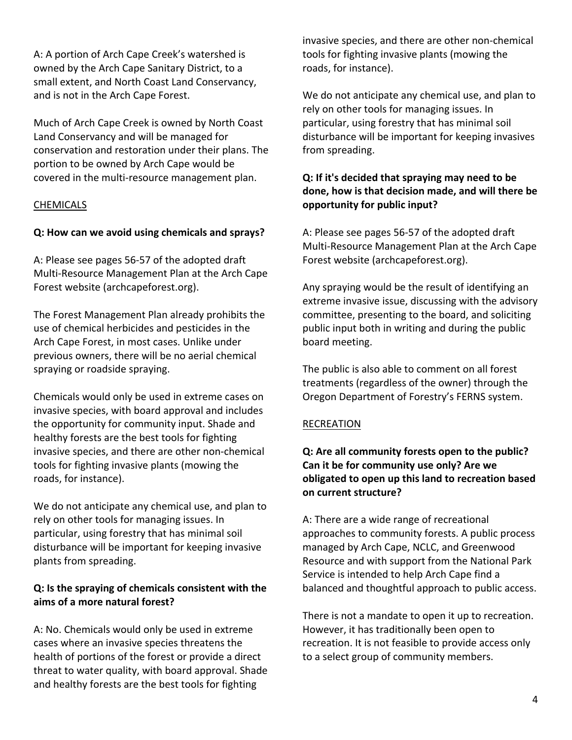A: A portion of Arch Cape Creek's watershed is owned by the Arch Cape Sanitary District, to a small extent, and North Coast Land Conservancy, and is not in the Arch Cape Forest.

Much of Arch Cape Creek is owned by North Coast Land Conservancy and will be managed for conservation and restoration under their plans. The portion to be owned by Arch Cape would be covered in the multi-resource management plan.

## CHEMICALS

**Q: How can we avoid using chemicals and sprays?**

A: Please see pages 56-57 of the adopted draft Multi-Resource Management Plan at the Arch Cape Forest website (archcapeforest.org).

The Forest Management Plan already prohibits the use of chemical herbicides and pesticides in the Arch Cape Forest, in most cases. Unlike under previous owners, there will be no aerial chemical spraying or roadside spraying.

Chemicals would only be used in extreme cases on invasive species, with board approval and includes the opportunity for community input. Shade and healthy forests are the best tools for fighting invasive species, and there are other non-chemical tools for fighting invasive plants (mowing the roads, for instance).

We do not anticipate any chemical use, and plan to rely on other tools for managing issues. In particular, using forestry that has minimal soil disturbance will be important for keeping invasive plants from spreading.

**Q: Is the spraying of chemicals consistent with the aims of a more natural forest?**

A: No. Chemicals would only be used in extreme cases where an invasive species threatens the health of portions of the forest or provide a direct threat to water quality, with board approval. Shade and healthy forests are the best tools for fighting invasive species, and there are other non-chemical tools for fighting invasive plants (mowing the roads, for instance).

We do not anticipate any chemical use, and plan to rely on other tools for managing issues. In particular, using forestry that has minimal soil disturbance will be important for keeping invasives from spreading.

**Q: If it's decided that spraying may need to be done, how is that decision made, and will there be opportunity for public input?**

A: Please see pages 56-57 of the adopted draft Multi-Resource Management Plan at the Arch Cape Forest website (archcapeforest.org).

Any spraying would be the result of identifying an extreme invasive issue, discussing with the advisory committee, presenting to the board, and soliciting public input both in writing and during the public board meeting.

The public is also able to comment on all forest treatments (regardless of the owner) through the Oregon Department of Forestry's FERNS system.

## RECREATION

**Q: Are all community forests open to the public? Can it be for community use only? Are we obligated to open up this land to recreation based on current structure?**

A: There are a wide range of recreational approaches to community forests. A public process managed by Arch Cape, NCLC, and Greenwood Resource and with support from the National Park Service is intended to help Arch Cape find a balanced and thoughtful approach to public access.

There is not a mandate to open it up to recreation. However, it has traditionally been open to recreation. It is not feasible to provide access only to a select group of community members.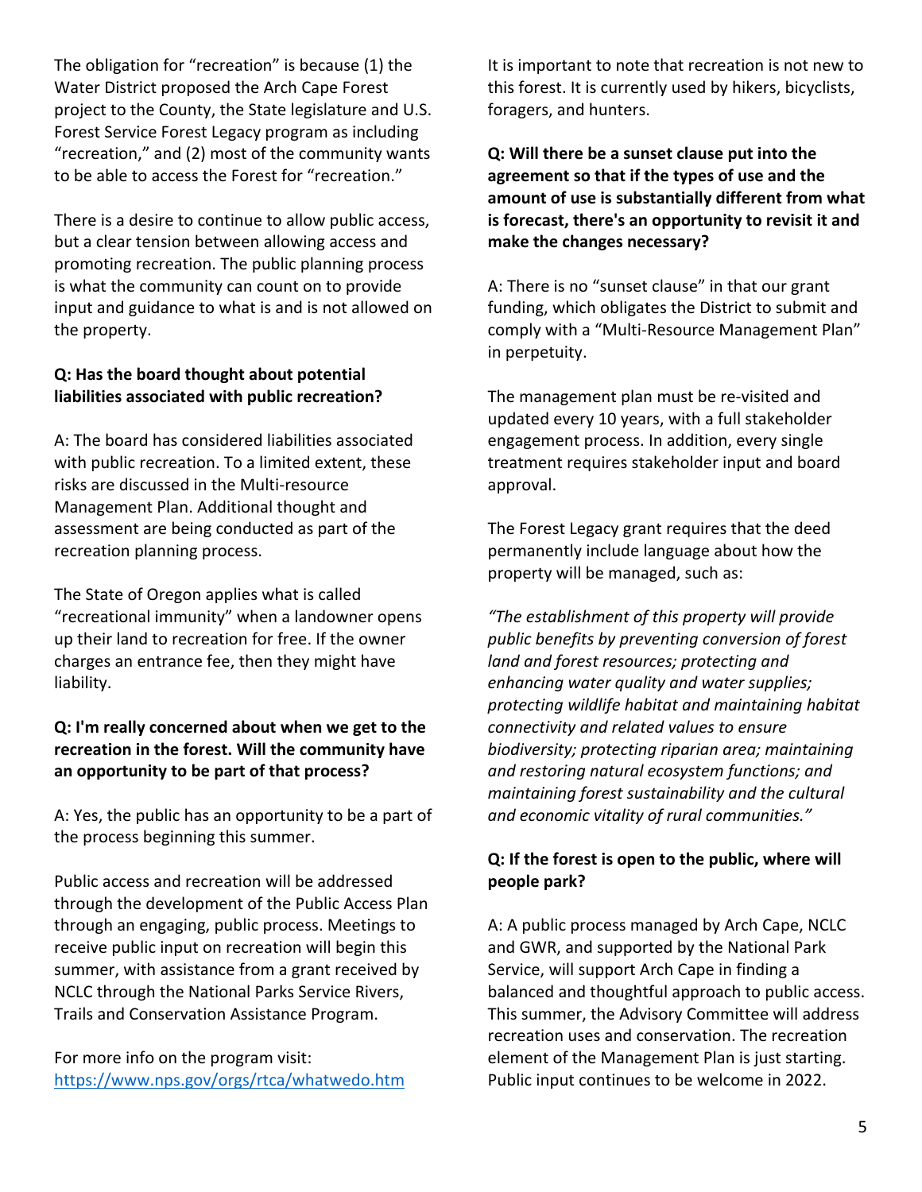The obligation for "recreation" is because (1) the Water District proposed the Arch Cape Forest project to the County, the State legislature and U.S. Forest Service Forest Legacy program as including "recreation," and (2) most of the community wants to be able to access the Forest for "recreation."

There is a desire to continue to allow public access, but a clear tension between allowing access and promoting recreation. The public planning process is what the community can count on to provide input and guidance to what is and is not allowed on the property.

**Q: Has the board thought about potential liabilities associated with public recreation?**

A: The board has considered liabilities associated with public recreation. To a limited extent, these risks are discussed in the Multi-resource Management Plan. Additional thought and assessment are being conducted as part of the recreation planning process.

The State of Oregon applies what is called "recreational immunity" when a landowner opens up their land to recreation for free. If the owner charges an entrance fee, then they might have liability.

**Q: I'm really concerned about when we get to the recreation in the forest. Will the community have an opportunity to be part of that process?**

A: Yes, the public has an opportunity to be a part of the process beginning this summer.

Public access and recreation will be addressed through the development of the Public Access Plan through an engaging, public process. Meetings to receive public input on recreation will begin this summer, with assistance from a grant received by NCLC through the National Parks Service Rivers, Trails and Conservation Assistance Program.

For more info on the program visit: [https://www.nps.gov/orgs/rtca/whatwedo.htm](https://www.nps.gov/orgs/rtca/whatwedo.htm)

It is important to note that recreation is not new to this forest. It is currently used by hikers, bicyclists, foragers, and hunters.

**Q: Will there be a sunset clause put into the agreement so that if the types of use and the amount of use is substantially different from what is forecast, there's an opportunity to revisit it and make the changes necessary?**

A: There is no "sunset clause" in that our grant funding, which obligates the District to submit and comply with a "Multi-Resource Management Plan" in perpetuity.

The management plan must be re-visited and updated every 10 years, with a full stakeholder engagement process. In addition, every single treatment requires stakeholder input and board approval.

The Forest Legacy grant requires that the deed permanently include language about how the property will be managed, such as:

*"The establishment of this property will provide public benefits by preventing conversion of forest land and forest resources; protecting and enhancing water quality and water supplies; protecting wildlife habitat and maintaining habitat connectivity and related values to ensure biodiversity; protecting riparian area; maintaining and restoring natural ecosystem functions; and maintaining forest sustainability and the cultural and economic vitality of rural communities."*

**Q: If the forest is open to the public, where will people park?**

A: A public process managed by Arch Cape, NCLC and GWR, and supported by the National Park Service, will support Arch Cape in finding a balanced and thoughtful approach to public access. This summer, the Advisory Committee will address recreation uses and conservation. The recreation element of the Management Plan is just starting. Public input continues to be welcome in 2022.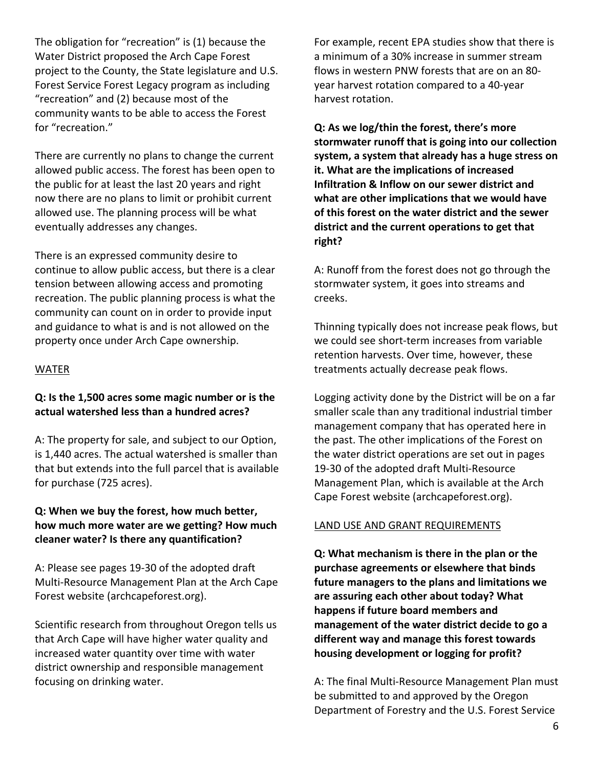The obligation for "recreation" is (1) because the Water District proposed the Arch Cape Forest project to the County, the State legislature and U.S. Forest Service Forest Legacy program as including "recreation" and (2) because most of the community wants to be able to access the Forest for "recreation."

There are currently no plans to change the current allowed public access. The forest has been open to the public for at least the last 20 years and right now there are no plans to limit or prohibit current allowed use. The planning process will be what eventually addresses any changes.

There is an expressed community desire to continue to allow public access, but there is a clear tension between allowing access and promoting recreation. The public planning process is what the community can count on in order to provide input and guidance to what is and is not allowed on the property once under Arch Cape ownership.

## WATER

**Q: Is the 1,500 acres some magic number or is the actual watershed less than a hundred acres?**

A: The property for sale, and subject to our Option, is 1,440 acres. The actual watershed is smaller than that but extends into the full parcel that is available for purchase (725 acres).

**Q: When we buy the forest, how much better, how much more water are we getting? How much cleaner water? Is there any quantification?**

A: Please see pages 19-30 of the adopted draft Multi-Resource Management Plan at the Arch Cape Forest website (archcapeforest.org).

Scientific research from throughout Oregon tells us that Arch Cape will have higher water quality and increased water quantity over time with water district ownership and responsible management focusing on drinking water.

For example, recent EPA studies show that there is a minimum of a 30% increase in summer stream flows in western PNW forests that are on an 80-year harvest rotation compared to a 40-year harvest rotation.

**Q: As we log/thin the forest, there's more stormwater runoff that is going into our collection system, a system that already has a huge stress on it. What are the implications of increased Infiltration & Inflow on our sewer district and what are other implications that we would have of this forest on the water district and the sewer district and the current operations to get that right?**

A: Runoff from the forest does not go through the stormwater system, it goes into streams and creeks.

Thinning typically does not increase peak flows, but we could see short-term increases from variable retention harvests. Over time, however, these treatments actually decrease peak flows.

Logging activity done by the District will be on a far smaller scale than any traditional industrial timber management company that has operated here in the past. The other implications of the Forest on the water district operations are set out in pages 19-30 of the adopted draft Multi-Resource Management Plan, which is available at the Arch Cape Forest website (archcapeforest.org).

## LAND USE AND GRANT REQUIREMENTS

**Q: What mechanism is there in the plan or the purchase agreements or elsewhere that binds future managers to the plans and limitations we are assuring each other about today? What happens if future board members and management of the water district decide to go a different way and manage this forest towards housing development or logging for profit?**

A: The final Multi-Resource Management Plan must be submitted to and approved by the Oregon Department of Forestry and the U.S. Forest Service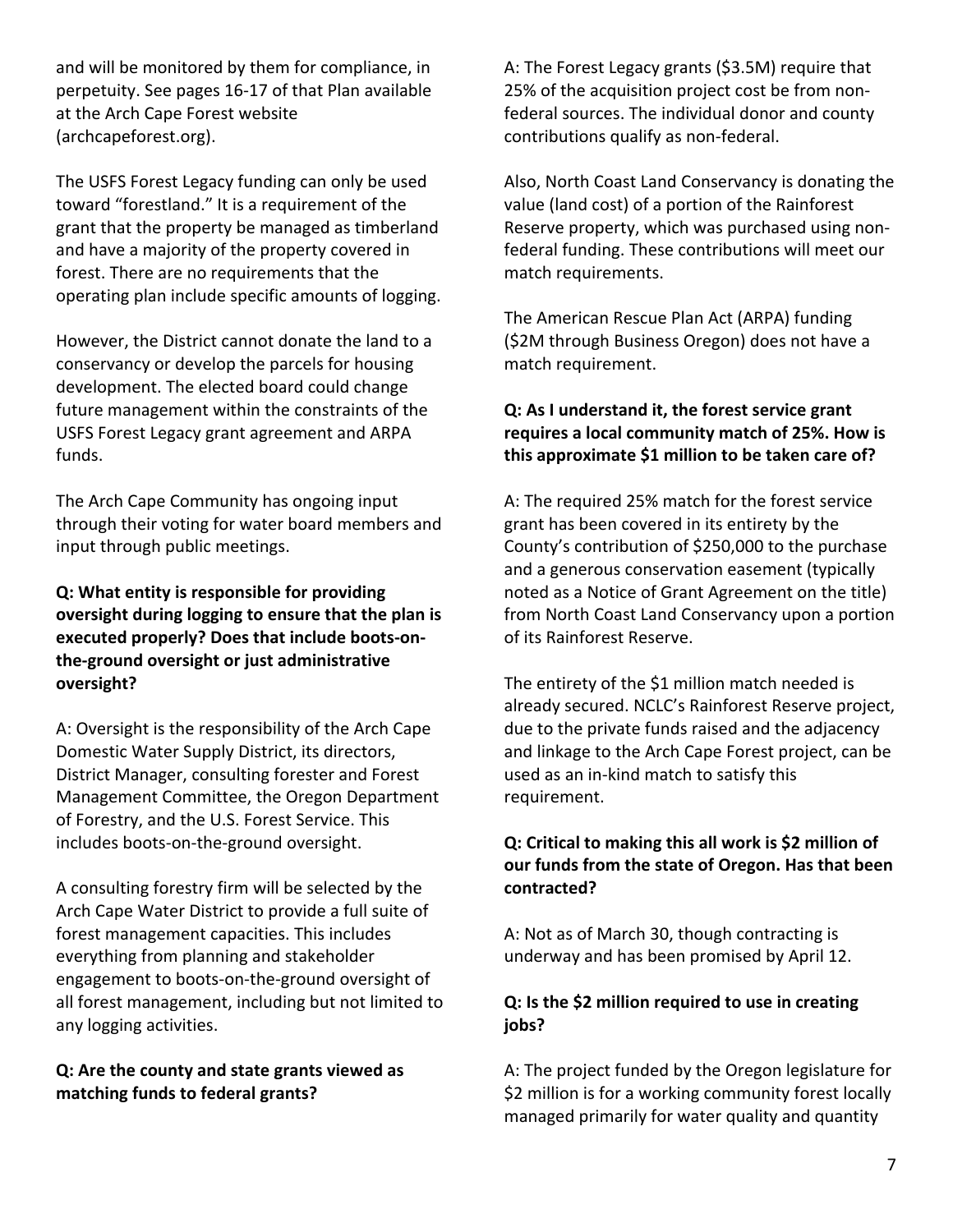and will be monitored by them for compliance, in perpetuity. See pages 16-17 of that Plan available at the Arch Cape Forest website (archcapeforest.org).

The USFS Forest Legacy funding can only be used toward "forestland." It is a requirement of the grant that the property be managed as timberland and have a majority of the property covered in forest. There are no requirements that the operating plan include specific amounts of logging.

However, the District cannot donate the land to a conservancy or develop the parcels for housing development. The elected board could change future management within the constraints of the USFS Forest Legacy grant agreement and ARPA funds.

The Arch Cape Community has ongoing input through their voting for water board members and input through public meetings.

**Q: What entity is responsible for providing oversight during logging to ensure that the plan is executed properly? Does that include boots-on-the-ground oversight or just administrative oversight?**

A: Oversight is the responsibility of the Arch Cape Domestic Water Supply District, its directors, District Manager, consulting forester and Forest Management Committee, the Oregon Department of Forestry, and the U.S. Forest Service. This includes boots-on-the-ground oversight.

A consulting forestry firm will be selected by the Arch Cape Water District to provide a full suite of forest management capacities. This includes everything from planning and stakeholder engagement to boots-on-the-ground oversight of all forest management, including but not limited to any logging activities.

**Q: Are the county and state grants viewed as matching funds to federal grants?**

A: The Forest Legacy grants ($3.5M) require that 25% of the acquisition project cost be from non-federal sources. The individual donor and county contributions qualify as non-federal.

Also, North Coast Land Conservancy is donating the value (land cost) of a portion of the Rainforest Reserve property, which was purchased using non-federal funding. These contributions will meet our match requirements.

The American Rescue Plan Act (ARPA) funding ($2M through Business Oregon) does not have a match requirement.

**Q: As I understand it, the forest service grant requires a local community match of 25%. How is this approximate $1 million to be taken care of?**

A: The required 25% match for the forest service grant has been covered in its entirety by the County's contribution of $250,000 to the purchase and a generous conservation easement (typically noted as a Notice of Grant Agreement on the title) from North Coast Land Conservancy upon a portion of its Rainforest Reserve.

The entirety of the $1 million match needed is already secured. NCLC's Rainforest Reserve project, due to the private funds raised and the adjacency and linkage to the Arch Cape Forest project, can be used as an in-kind match to satisfy this requirement.

**Q: Critical to making this all work is $2 million of our funds from the state of Oregon. Has that been contracted?**

A: Not as of March 30, though contracting is underway and has been promised by April 12.

**Q: Is the $2 million required to use in creating jobs?**

A: The project funded by the Oregon legislature for $2 million is for a working community forest locally managed primarily for water quality and quantity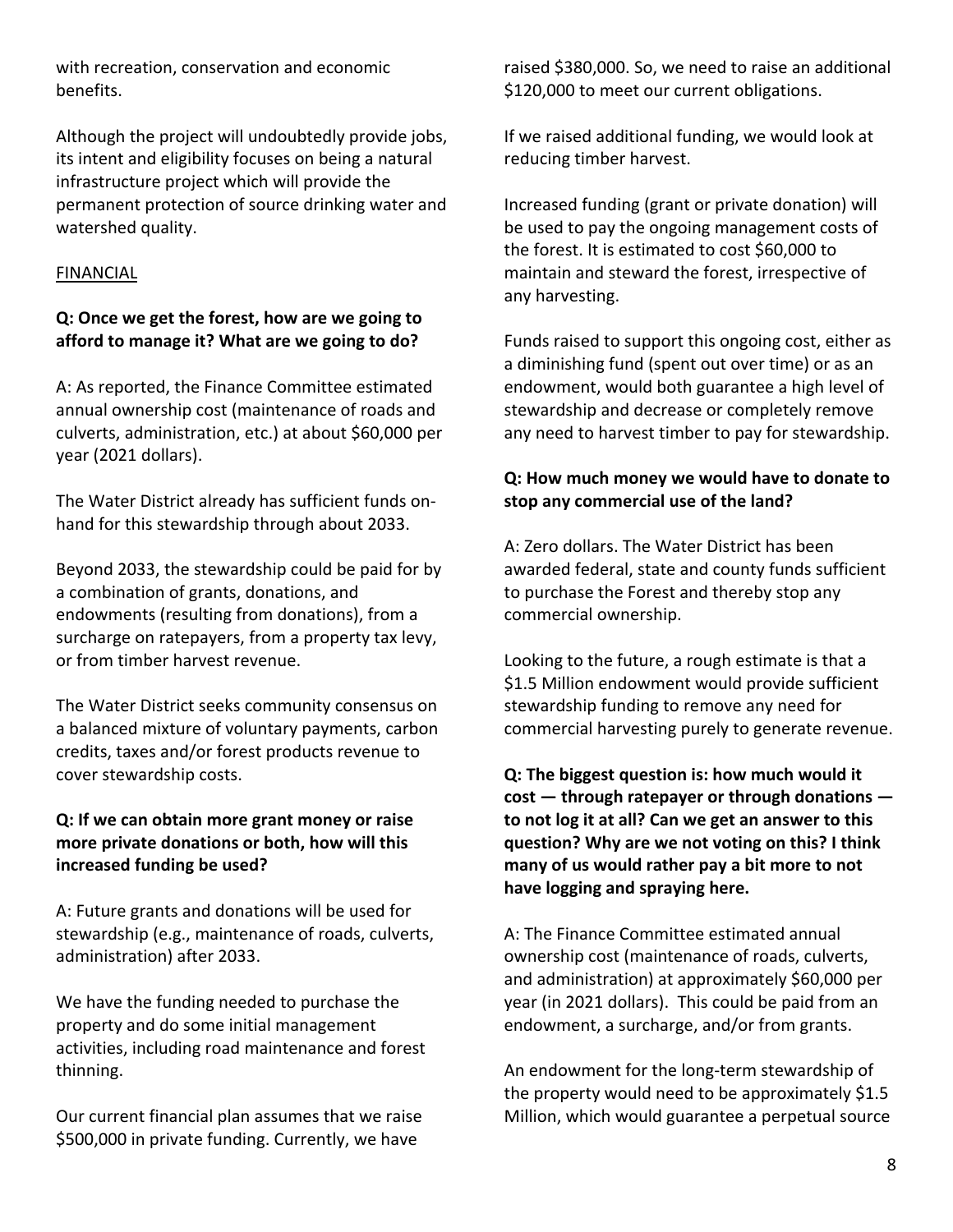with recreation, conservation and economic benefits.

Although the project will undoubtedly provide jobs, its intent and eligibility focuses on being a natural infrastructure project which will provide the permanent protection of source drinking water and watershed quality.

## FINANCIAL

**Q: Once we get the forest, how are we going to afford to manage it? What are we going to do?**

A: As reported, the Finance Committee estimated annual ownership cost (maintenance of roads and culverts, administration, etc.) at about $60,000 per year (2021 dollars).

The Water District already has sufficient funds on-hand for this stewardship through about 2033.

Beyond 2033, the stewardship could be paid for by a combination of grants, donations, and endowments (resulting from donations), from a surcharge on ratepayers, from a property tax levy, or from timber harvest revenue.

The Water District seeks community consensus on a balanced mixture of voluntary payments, carbon credits, taxes and/or forest products revenue to cover stewardship costs.

**Q: If we can obtain more grant money or raise more private donations or both, how will this increased funding be used?**

A: Future grants and donations will be used for stewardship (e.g., maintenance of roads, culverts, administration) after 2033.

We have the funding needed to purchase the property and do some initial management activities, including road maintenance and forest thinning.

Our current financial plan assumes that we raise $500,000 in private funding. Currently, we have raised $380,000. So, we need to raise an additional $120,000 to meet our current obligations.

If we raised additional funding, we would look at reducing timber harvest.

Increased funding (grant or private donation) will be used to pay the ongoing management costs of the forest. It is estimated to cost $60,000 to maintain and steward the forest, irrespective of any harvesting.

Funds raised to support this ongoing cost, either as a diminishing fund (spent out over time) or as an endowment, would both guarantee a high level of stewardship and decrease or completely remove any need to harvest timber to pay for stewardship.

**Q: How much money we would have to donate to stop any commercial use of the land?**

A: Zero dollars. The Water District has been awarded federal, state and county funds sufficient to purchase the Forest and thereby stop any commercial ownership.

Looking to the future, a rough estimate is that a $1.5 Million endowment would provide sufficient stewardship funding to remove any need for commercial harvesting purely to generate revenue.

**Q: The biggest question is: how much would it cost — through ratepayer or through donations — to not log it at all? Can we get an answer to this question? Why are we not voting on this? I think many of us would rather pay a bit more to not have logging and spraying here.**

A: The Finance Committee estimated annual ownership cost (maintenance of roads, culverts, and administration) at approximately $60,000 per year (in 2021 dollars). This could be paid from an endowment, a surcharge, and/or from grants.

An endowment for the long-term stewardship of the property would need to be approximately $1.5 Million, which would guarantee a perpetual source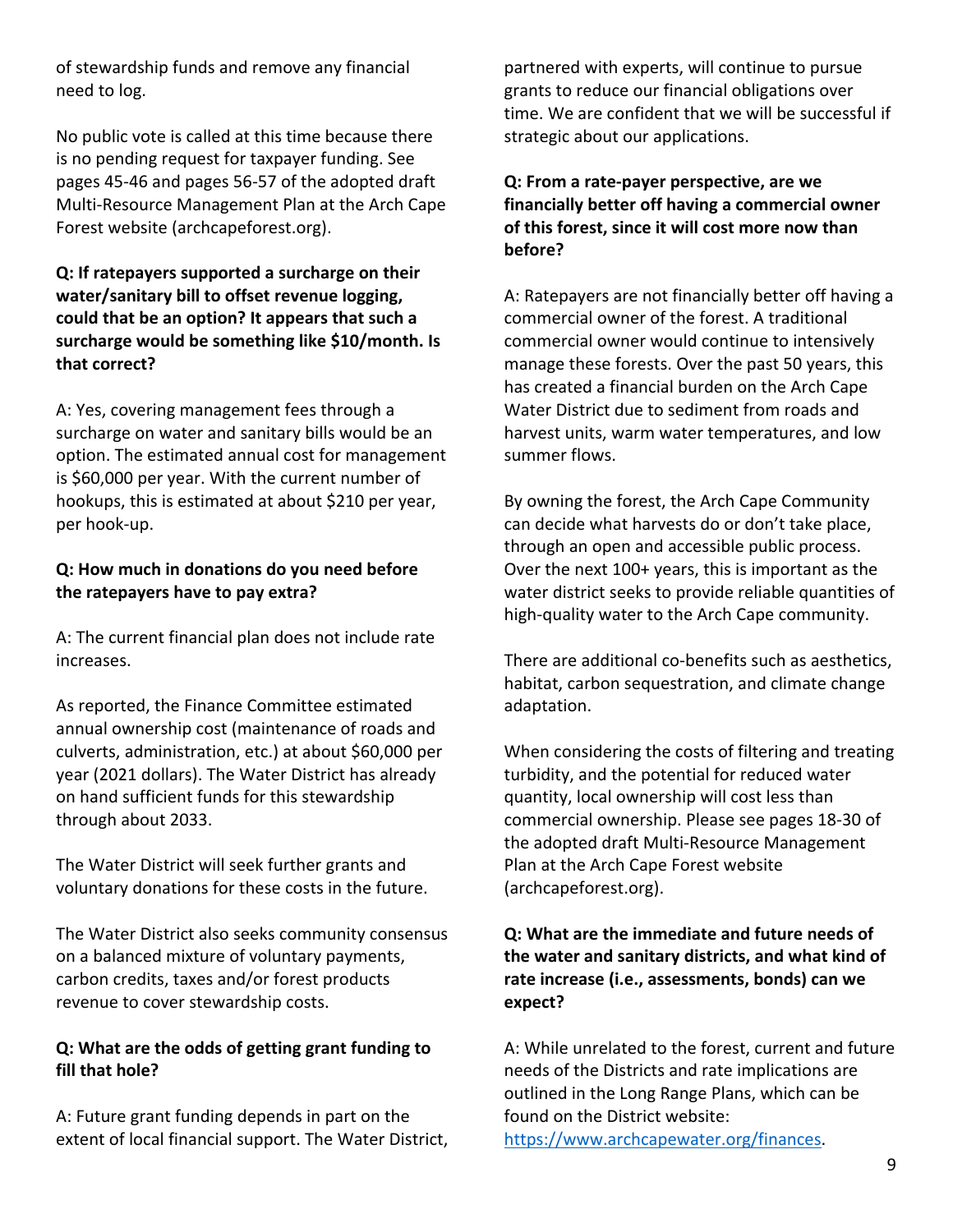of stewardship funds and remove any financial need to log.

No public vote is called at this time because there is no pending request for taxpayer funding. See pages 45-46 and pages 56-57 of the adopted draft Multi-Resource Management Plan at the Arch Cape Forest website (archcapeforest.org).

**Q: If ratepayers supported a surcharge on their water/sanitary bill to offset revenue logging, could that be an option? It appears that such a surcharge would be something like $10/month. Is that correct?**

A: Yes, covering management fees through a surcharge on water and sanitary bills would be an option. The estimated annual cost for management is $60,000 per year. With the current number of hookups, this is estimated at about $210 per year, per hook-up.

**Q: How much in donations do you need before the ratepayers have to pay extra?**

A: The current financial plan does not include rate increases.

As reported, the Finance Committee estimated annual ownership cost (maintenance of roads and culverts, administration, etc.) at about $60,000 per year (2021 dollars). The Water District has already on hand sufficient funds for this stewardship through about 2033.

The Water District will seek further grants and voluntary donations for these costs in the future.

The Water District also seeks community consensus on a balanced mixture of voluntary payments, carbon credits, taxes and/or forest products revenue to cover stewardship costs.

**Q: What are the odds of getting grant funding to fill that hole?**

A: Future grant funding depends in part on the extent of local financial support. The Water District, partnered with experts, will continue to pursue grants to reduce our financial obligations over time. We are confident that we will be successful if strategic about our applications.

**Q: From a rate-payer perspective, are we financially better off having a commercial owner of this forest, since it will cost more now than before?**

A: Ratepayers are not financially better off having a commercial owner of the forest. A traditional commercial owner would continue to intensively manage these forests. Over the past 50 years, this has created a financial burden on the Arch Cape Water District due to sediment from roads and harvest units, warm water temperatures, and low summer flows.

By owning the forest, the Arch Cape Community can decide what harvests do or don't take place, through an open and accessible public process. Over the next 100+ years, this is important as the water district seeks to provide reliable quantities of high-quality water to the Arch Cape community.

There are additional co-benefits such as aesthetics, habitat, carbon sequestration, and climate change adaptation.

When considering the costs of filtering and treating turbidity, and the potential for reduced water quantity, local ownership will cost less than commercial ownership. Please see pages 18-30 of the adopted draft Multi-Resource Management Plan at the Arch Cape Forest website (archcapeforest.org).

**Q: What are the immediate and future needs of the water and sanitary districts, and what kind of rate increase (i.e., assessments, bonds) can we expect?**

A: While unrelated to the forest, current and future needs of the Districts and rate implications are outlined in the Long Range Plans, which can be found on the District website: https://www.archcapewater.org/finances.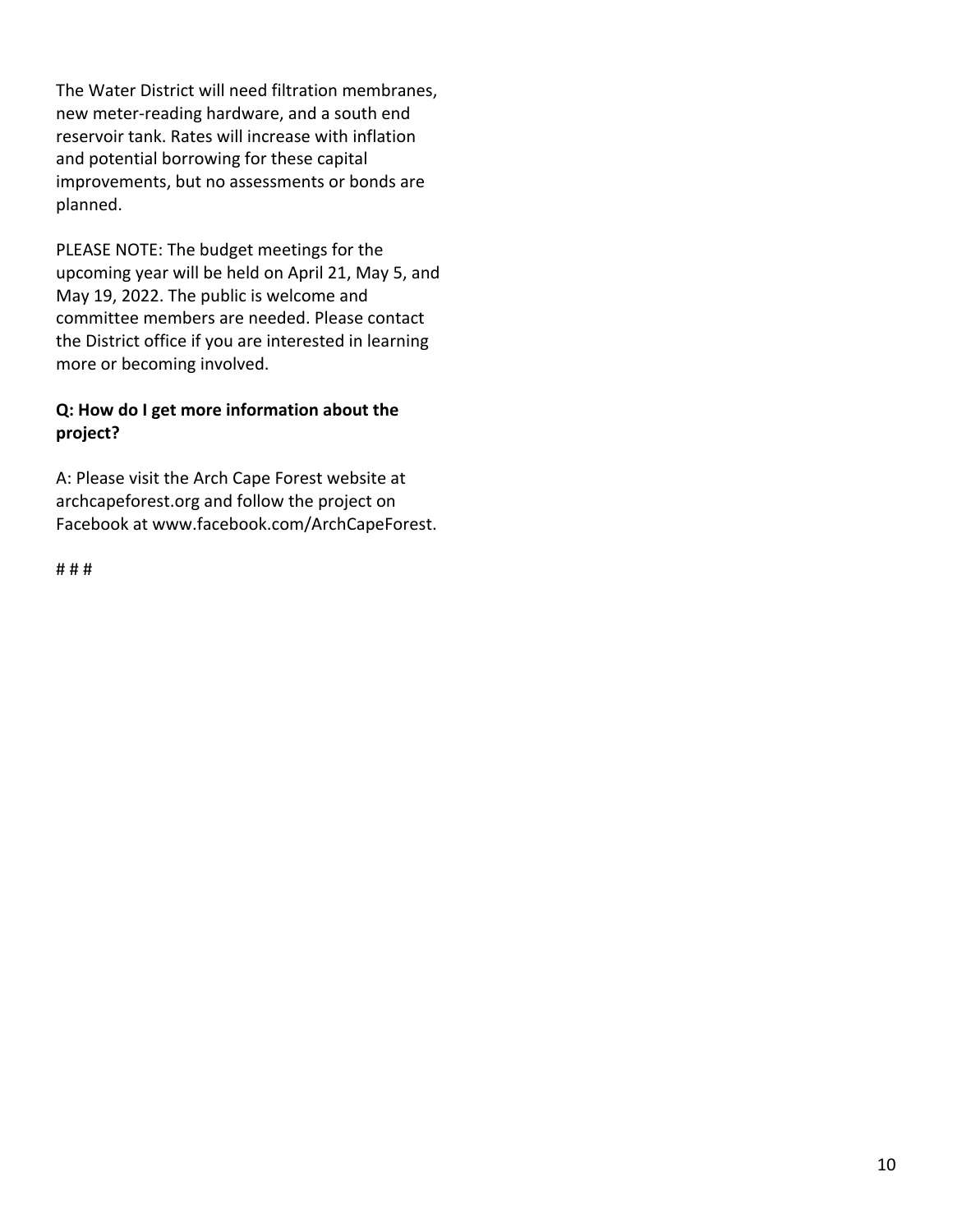The Water District will need filtration membranes, new meter-reading hardware, and a south end reservoir tank. Rates will increase with inflation and potential borrowing for these capital improvements, but no assessments or bonds are planned.

PLEASE NOTE: The budget meetings for the upcoming year will be held on April 21, May 5, and May 19, 2022. The public is welcome and committee members are needed. Please contact the District office if you are interested in learning more or becoming involved.

**Q: How do I get more information about the project?**

A: Please visit the Arch Cape Forest website at archcapeforest.org and follow the project on Facebook at www.facebook.com/ArchCapeForest.

# # #